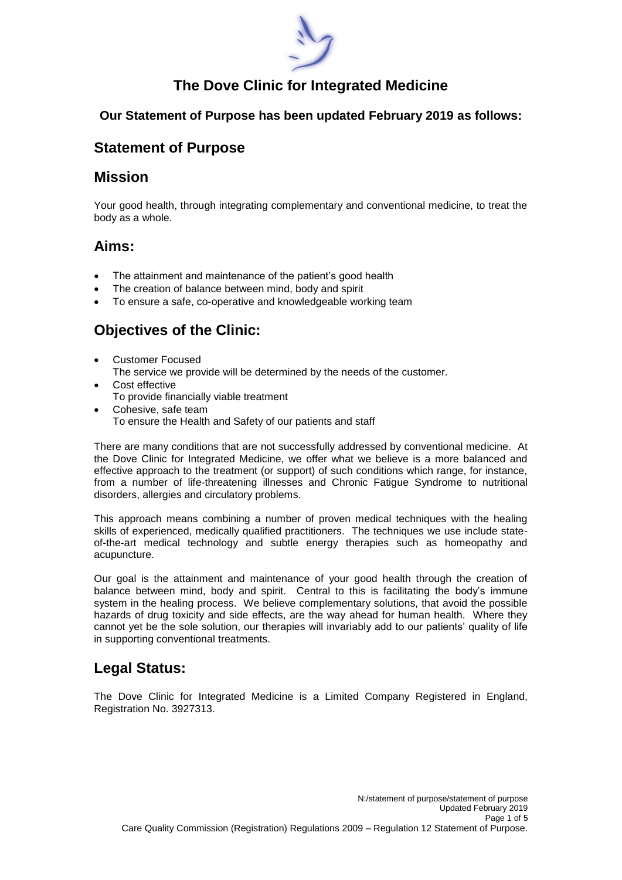# The Dove Clinic for Integrated Medicine

**Our Statement of Purpose has been updated February 2019 as follows:**

## Statement of Purpose

## Mission

Your good health, through integrating complementary and conventional medicine, to treat the body as a whole.

## Aims:

- The attainment and maintenance of the patient's good health
- The creation of balance between mind, body and spirit
- To ensure a safe, co-operative and knowledgeable working team

## Objectives of the Clinic:

- Customer Focused
  The service we provide will be determined by the needs of the customer.
- Cost effective
  To provide financially viable treatment
- Cohesive, safe team
  To ensure the Health and Safety of our patients and staff

There are many conditions that are not successfully addressed by conventional medicine. At the Dove Clinic for Integrated Medicine, we offer what we believe is a more balanced and effective approach to the treatment (or support) of such conditions which range, for instance, from a number of life-threatening illnesses and Chronic Fatigue Syndrome to nutritional disorders, allergies and circulatory problems.

This approach means combining a number of proven medical techniques with the healing skills of experienced, medically qualified practitioners. The techniques we use include state-of-the-art medical technology and subtle energy therapies such as homeopathy and acupuncture.

Our goal is the attainment and maintenance of your good health through the creation of balance between mind, body and spirit. Central to this is facilitating the body's immune system in the healing process. We believe complementary solutions, that avoid the possible hazards of drug toxicity and side effects, are the way ahead for human health. Where they cannot yet be the sole solution, our therapies will invariably add to our patients' quality of life in supporting conventional treatments.

## Legal Status:

The Dove Clinic for Integrated Medicine is a Limited Company Registered in England, Registration No. 3927313.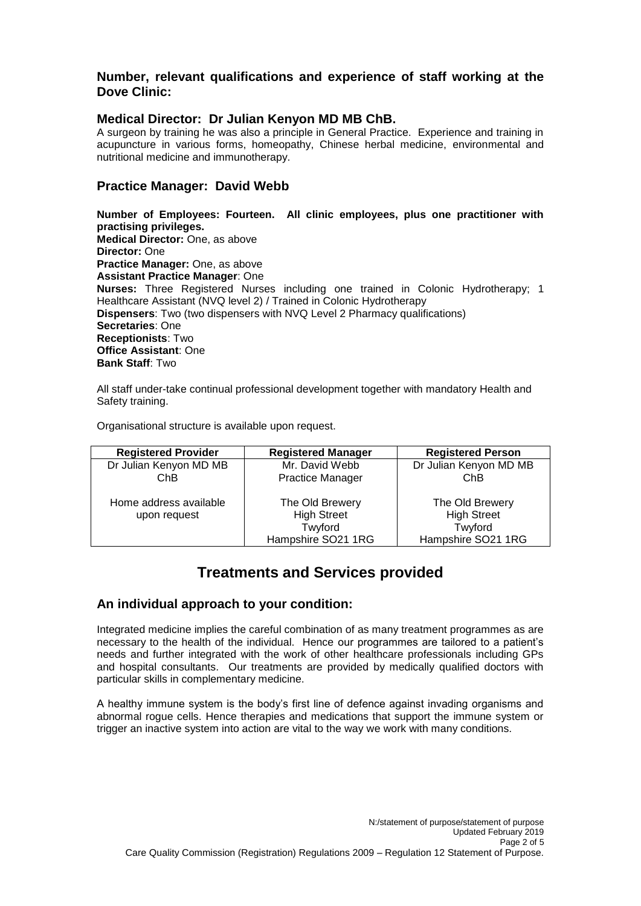## Number, relevant qualifications and experience of staff working at the Dove Clinic:

### Medical Director: Dr Julian Kenyon MD MB ChB.

A surgeon by training he was also a principle in General Practice. Experience and training in acupuncture in various forms, homeopathy, Chinese herbal medicine, environmental and nutritional medicine and immunotherapy.

### Practice Manager: David Webb

**Number of Employees: Fourteen. All clinic employees, plus one practitioner with practising privileges.**
**Medical Director:** One, as above
**Director:** One
**Practice Manager:** One, as above
**Assistant Practice Manager**: One
**Nurses:** Three Registered Nurses including one trained in Colonic Hydrotherapy; 1 Healthcare Assistant (NVQ level 2) / Trained in Colonic Hydrotherapy
**Dispensers**: Two (two dispensers with NVQ Level 2 Pharmacy qualifications)
**Secretaries**: One
**Receptionists**: Two
**Office Assistant**: One
**Bank Staff**: Two

All staff under-take continual professional development together with mandatory Health and Safety training.

Organisational structure is available upon request.

| Registered Provider | Registered Manager | Registered Person |
|---|---|---|
| Dr Julian Kenyon MD MB ChB<br><br>Home address available upon request | Mr. David Webb<br>Practice Manager<br><br>The Old Brewery<br>High Street<br>Twyford<br>Hampshire SO21 1RG | Dr Julian Kenyon MD MB ChB<br><br>The Old Brewery<br>High Street<br>Twyford<br>Hampshire SO21 1RG |

# Treatments and Services provided

## An individual approach to your condition:

Integrated medicine implies the careful combination of as many treatment programmes as are necessary to the health of the individual. Hence our programmes are tailored to a patient's needs and further integrated with the work of other healthcare professionals including GPs and hospital consultants. Our treatments are provided by medically qualified doctors with particular skills in complementary medicine.

A healthy immune system is the body's first line of defence against invading organisms and abnormal rogue cells. Hence therapies and medications that support the immune system or trigger an inactive system into action are vital to the way we work with many conditions.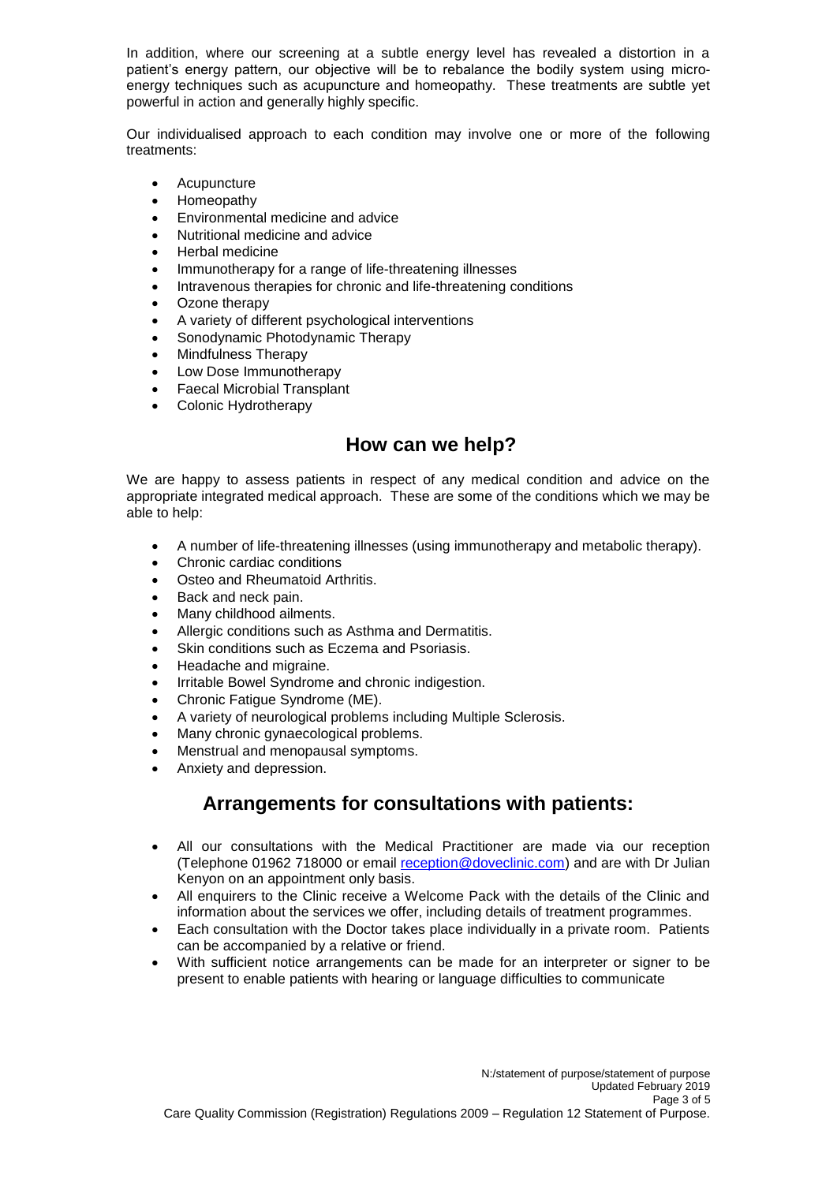In addition, where our screening at a subtle energy level has revealed a distortion in a patient's energy pattern, our objective will be to rebalance the bodily system using micro-energy techniques such as acupuncture and homeopathy. These treatments are subtle yet powerful in action and generally highly specific.

Our individualised approach to each condition may involve one or more of the following treatments:

- Acupuncture
- Homeopathy
- Environmental medicine and advice
- Nutritional medicine and advice
- Herbal medicine
- Immunotherapy for a range of life-threatening illnesses
- Intravenous therapies for chronic and life-threatening conditions
- Ozone therapy
- A variety of different psychological interventions
- Sonodynamic Photodynamic Therapy
- Mindfulness Therapy
- Low Dose Immunotherapy
- Faecal Microbial Transplant
- Colonic Hydrotherapy

## How can we help?

We are happy to assess patients in respect of any medical condition and advice on the appropriate integrated medical approach. These are some of the conditions which we may be able to help:

- A number of life-threatening illnesses (using immunotherapy and metabolic therapy).
- Chronic cardiac conditions
- Osteo and Rheumatoid Arthritis.
- Back and neck pain.
- Many childhood ailments.
- Allergic conditions such as Asthma and Dermatitis.
- Skin conditions such as Eczema and Psoriasis.
- Headache and migraine.
- Irritable Bowel Syndrome and chronic indigestion.
- Chronic Fatigue Syndrome (ME).
- A variety of neurological problems including Multiple Sclerosis.
- Many chronic gynaecological problems.
- Menstrual and menopausal symptoms.
- Anxiety and depression.

## Arrangements for consultations with patients:

- All our consultations with the Medical Practitioner are made via our reception (Telephone 01962 718000 or email reception@doveclinic.com) and are with Dr Julian Kenyon on an appointment only basis.
- All enquirers to the Clinic receive a Welcome Pack with the details of the Clinic and information about the services we offer, including details of treatment programmes.
- Each consultation with the Doctor takes place individually in a private room. Patients can be accompanied by a relative or friend.
- With sufficient notice arrangements can be made for an interpreter or signer to be present to enable patients with hearing or language difficulties to communicate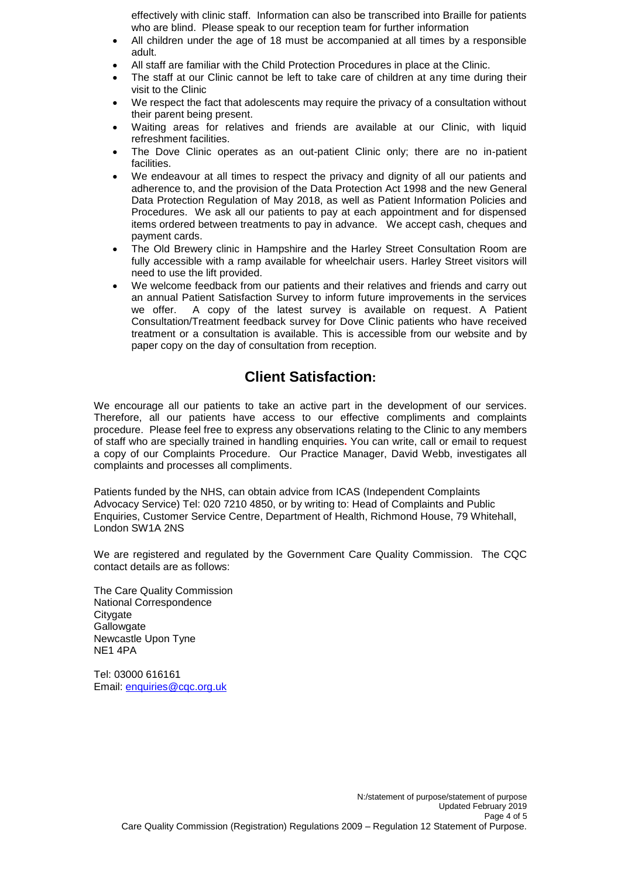effectively with clinic staff. Information can also be transcribed into Braille for patients who are blind. Please speak to our reception team for further information

- All children under the age of 18 must be accompanied at all times by a responsible adult.
- All staff are familiar with the Child Protection Procedures in place at the Clinic.
- The staff at our Clinic cannot be left to take care of children at any time during their visit to the Clinic
- We respect the fact that adolescents may require the privacy of a consultation without their parent being present.
- Waiting areas for relatives and friends are available at our Clinic, with liquid refreshment facilities.
- The Dove Clinic operates as an out-patient Clinic only; there are no in-patient facilities.
- We endeavour at all times to respect the privacy and dignity of all our patients and adherence to, and the provision of the Data Protection Act 1998 and the new General Data Protection Regulation of May 2018, as well as Patient Information Policies and Procedures. We ask all our patients to pay at each appointment and for dispensed items ordered between treatments to pay in advance. We accept cash, cheques and payment cards.
- The Old Brewery clinic in Hampshire and the Harley Street Consultation Room are fully accessible with a ramp available for wheelchair users. Harley Street visitors will need to use the lift provided.
- We welcome feedback from our patients and their relatives and friends and carry out an annual Patient Satisfaction Survey to inform future improvements in the services we offer. A copy of the latest survey is available on request. A Patient Consultation/Treatment feedback survey for Dove Clinic patients who have received treatment or a consultation is available. This is accessible from our website and by paper copy on the day of consultation from reception.

## Client Satisfaction:

We encourage all our patients to take an active part in the development of our services. Therefore, all our patients have access to our effective compliments and complaints procedure. Please feel free to express any observations relating to the Clinic to any members of staff who are specially trained in handling enquiries. You can write, call or email to request a copy of our Complaints Procedure. Our Practice Manager, David Webb, investigates all complaints and processes all compliments.

Patients funded by the NHS, can obtain advice from ICAS (Independent Complaints Advocacy Service) Tel: 020 7210 4850, or by writing to: Head of Complaints and Public Enquiries, Customer Service Centre, Department of Health, Richmond House, 79 Whitehall, London SW1A 2NS

We are registered and regulated by the Government Care Quality Commission. The CQC contact details are as follows:

The Care Quality Commission
National Correspondence
Citygate
Gallowgate
Newcastle Upon Tyne
NE1 4PA

Tel: 03000 616161
Email: enquiries@cqc.org.uk

N:/statement of purpose/statement of purpose
Updated February 2019

Care Quality Commission (Registration) Regulations 2009 – Regulation 12 Statement of Purpose.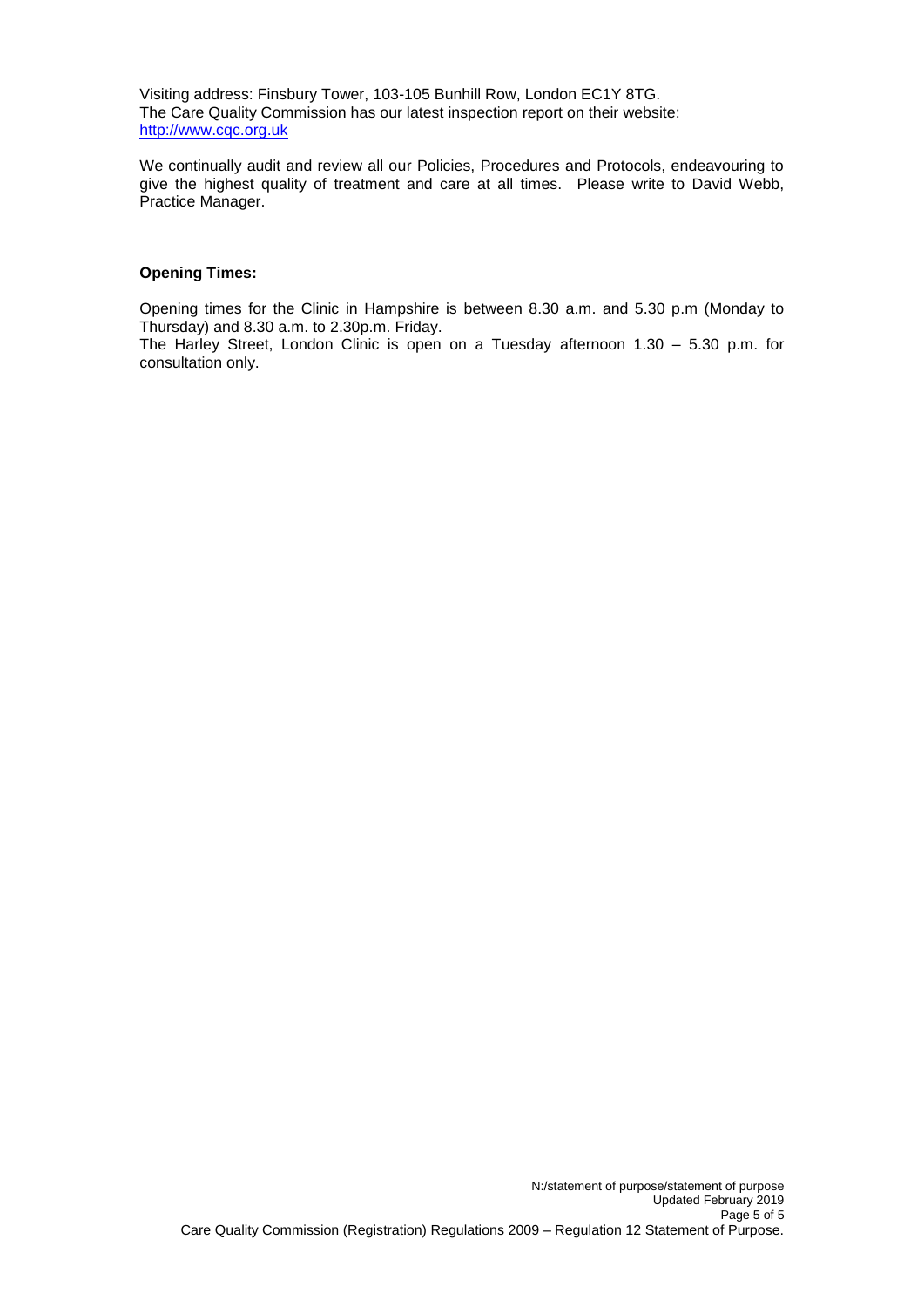Visiting address: Finsbury Tower, 103-105 Bunhill Row, London EC1Y 8TG.
The Care Quality Commission has our latest inspection report on their website: [http://www.cqc.org.uk](http://www.cqc.org.uk)

We continually audit and review all our Policies, Procedures and Protocols, endeavouring to give the highest quality of treatment and care at all times. Please write to David Webb, Practice Manager.

**Opening Times:**

Opening times for the Clinic in Hampshire is between 8.30 a.m. and 5.30 p.m (Monday to Thursday) and 8.30 a.m. to 2.30p.m. Friday.
The Harley Street, London Clinic is open on a Tuesday afternoon 1.30 – 5.30 p.m. for consultation only.